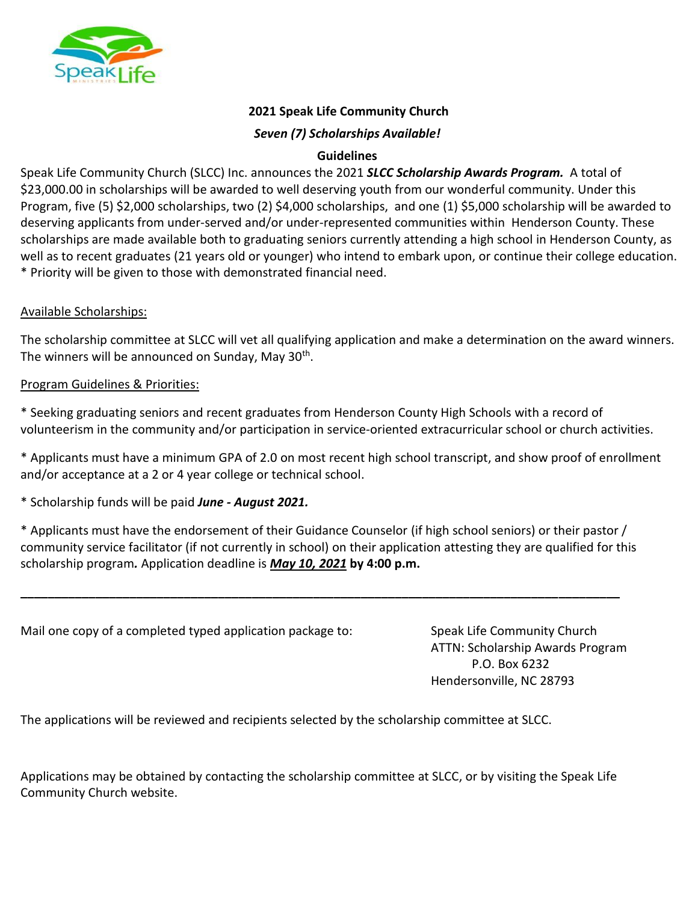**2021 Speak Life Community Church**

***Seven (7) Scholarships Available!***

**Guidelines**

Speak Life Community Church (SLCC) Inc. announces the 2021 ***SLCC Scholarship Awards Program.*** A total of $23,000.00 in scholarships will be awarded to well deserving youth from our wonderful community. Under this Program, five (5) $2,000 scholarships, two (2) $4,000 scholarships, and one (1) $5,000 scholarship will be awarded to deserving applicants from under-served and/or under-represented communities within Henderson County. These scholarships are made available both to graduating seniors currently attending a high school in Henderson County, as well as to recent graduates (21 years old or younger) who intend to embark upon, or continue their college education.
* Priority will be given to those with demonstrated financial need.

Available Scholarships:

The scholarship committee at SLCC will vet all qualifying application and make a determination on the award winners. The winners will be announced on Sunday, May 30th.

Program Guidelines & Priorities:

* Seeking graduating seniors and recent graduates from Henderson County High Schools with a record of volunteerism in the community and/or participation in service-oriented extracurricular school or church activities.

* Applicants must have a minimum GPA of 2.0 on most recent high school transcript, and show proof of enrollment and/or acceptance at a 2 or 4 year college or technical school.

* Scholarship funds will be paid ***June - August 2021.***

* Applicants must have the endorsement of their Guidance Counselor (if high school seniors) or their pastor / community service facilitator (if not currently in school) on their application attesting they are qualified for this scholarship program***.*** Application deadline is ***May 10, 2021*** **by 4:00 p.m.**

---

Mail one copy of a completed typed application package to:

Speak Life Community Church
ATTN: Scholarship Awards Program
P.O. Box 6232
Hendersonville, NC 28793

The applications will be reviewed and recipients selected by the scholarship committee at SLCC.

Applications may be obtained by contacting the scholarship committee at SLCC, or by visiting the Speak Life Community Church website.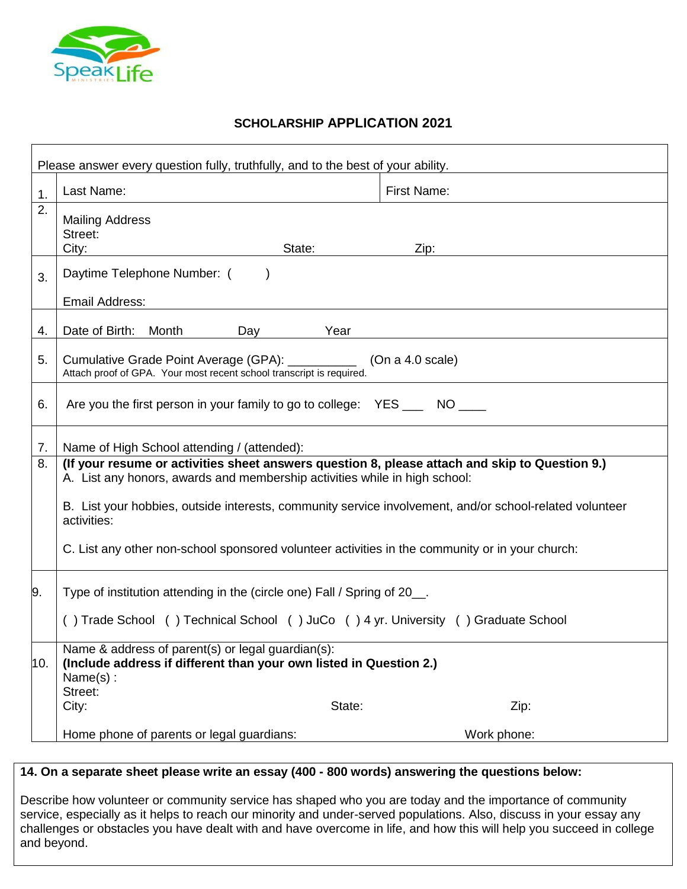## SCHOLARSHIP APPLICATION 2021

| | Please answer every question fully, truthfully, and to the best of your ability. | |
|---|---|---|
| 1. | Last Name: | First Name: |
| 2. | Mailing Address<br>Street:<br>City: State: Zip: | |
| 3. | Daytime Telephone Number: (     )<br><br>Email Address: | |
| 4. | Date of Birth: Month Day Year | |
| 5. | Cumulative Grade Point Average (GPA): __________ (On a 4.0 scale)<br>Attach proof of GPA. Your most recent school transcript is required. | |
| 6. | Are you the first person in your family to go to college: YES ___ NO ____ | |
| 7. | Name of High School attending / (attended): | |
| 8. | **(If your resume or activities sheet answers question 8, please attach and skip to Question 9.)**<br>A. List any honors, awards and membership activities while in high school:<br><br>B. List your hobbies, outside interests, community service involvement, and/or school-related volunteer activities:<br><br>C. List any other non-school sponsored volunteer activities in the community or in your church: | |
| 9. | Type of institution attending in the (circle one) Fall / Spring of 20__.<br><br>( ) Trade School ( ) Technical School ( ) JuCo ( ) 4 yr. University ( ) Graduate School | |
| 10. | Name & address of parent(s) or legal guardian(s):<br>**(Include address if different than your own listed in Question 2.)**<br>Name(s) :<br>Street:<br>City: State: Zip:<br><br>Home phone of parents or legal guardians: Work phone: | |

**14. On a separate sheet please write an essay (400 - 800 words) answering the questions below:**

Describe how volunteer or community service has shaped who you are today and the importance of community service, especially as it helps to reach our minority and under-served populations. Also, discuss in your essay any challenges or obstacles you have dealt with and have overcome in life, and how this will help you succeed in college and beyond.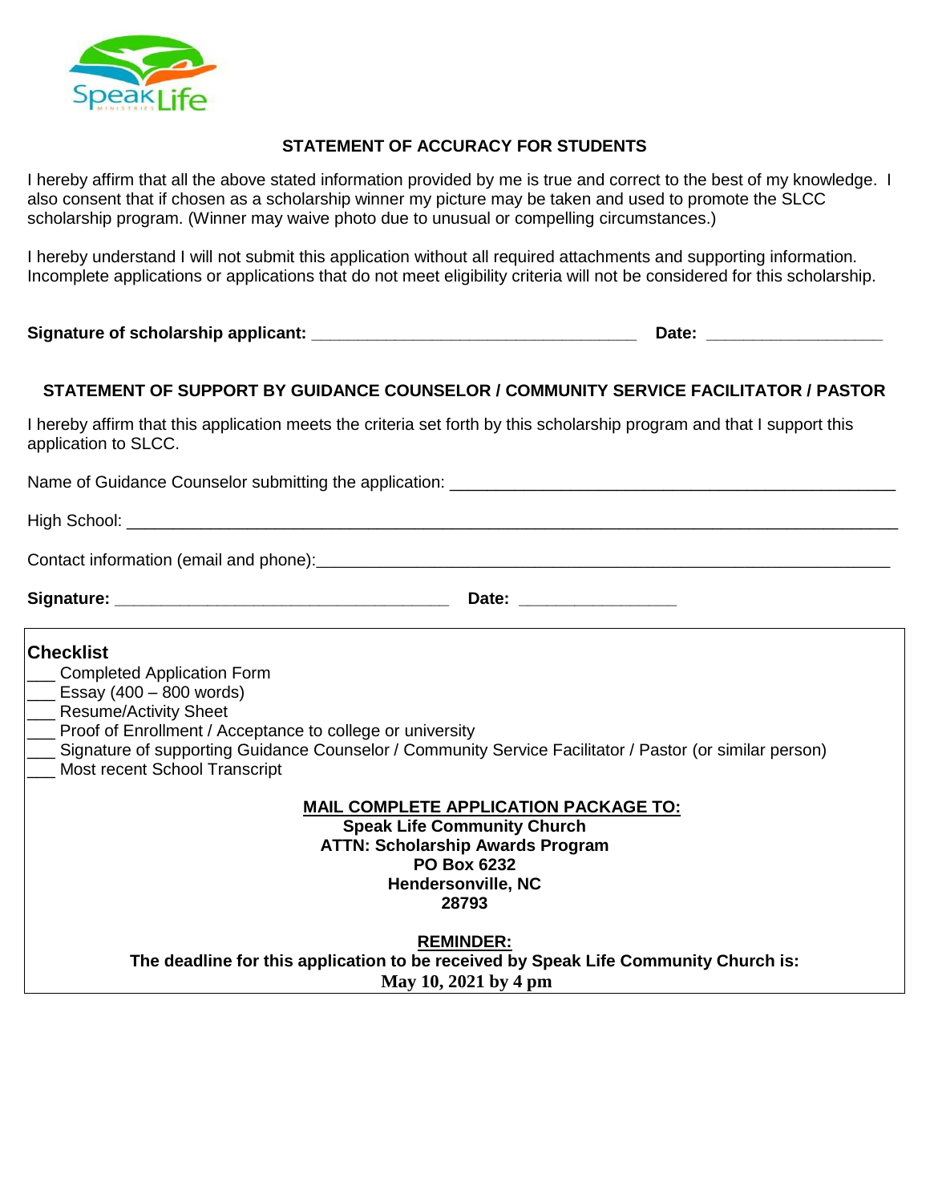## STATEMENT OF ACCURACY FOR STUDENTS

I hereby affirm that all the above stated information provided by me is true and correct to the best of my knowledge. I also consent that if chosen as a scholarship winner my picture may be taken and used to promote the SLCC scholarship program. (Winner may waive photo due to unusual or compelling circumstances.)

I hereby understand I will not submit this application without all required attachments and supporting information. Incomplete applications or applications that do not meet eligibility criteria will not be considered for this scholarship.

**Signature of scholarship applicant: ___________________________________ Date: ___________________**

## STATEMENT OF SUPPORT BY GUIDANCE COUNSELOR / COMMUNITY SERVICE FACILITATOR / PASTOR

I hereby affirm that this application meets the criteria set forth by this scholarship program and that I support this application to SLCC.

Name of Guidance Counselor submitting the application: ________________________________________________

High School: ___________________________________________________________________________________

Contact information (email and phone):_________________________________________________________

**Signature: ____________________________________ Date: ________________**

### Checklist

___ Completed Application Form
___ Essay (400 – 800 words)
___ Resume/Activity Sheet
___ Proof of Enrollment / Acceptance to college or university
___ Signature of supporting Guidance Counselor / Community Service Facilitator / Pastor (or similar person)
___ Most recent School Transcript

**MAIL COMPLETE APPLICATION PACKAGE TO:**
**Speak Life Community Church**
**ATTN: Scholarship Awards Program**
**PO Box 6232**
**Hendersonville, NC**
**28793**

**REMINDER:**
**The deadline for this application to be received by Speak Life Community Church is:**
**May 10, 2021 by 4 pm**